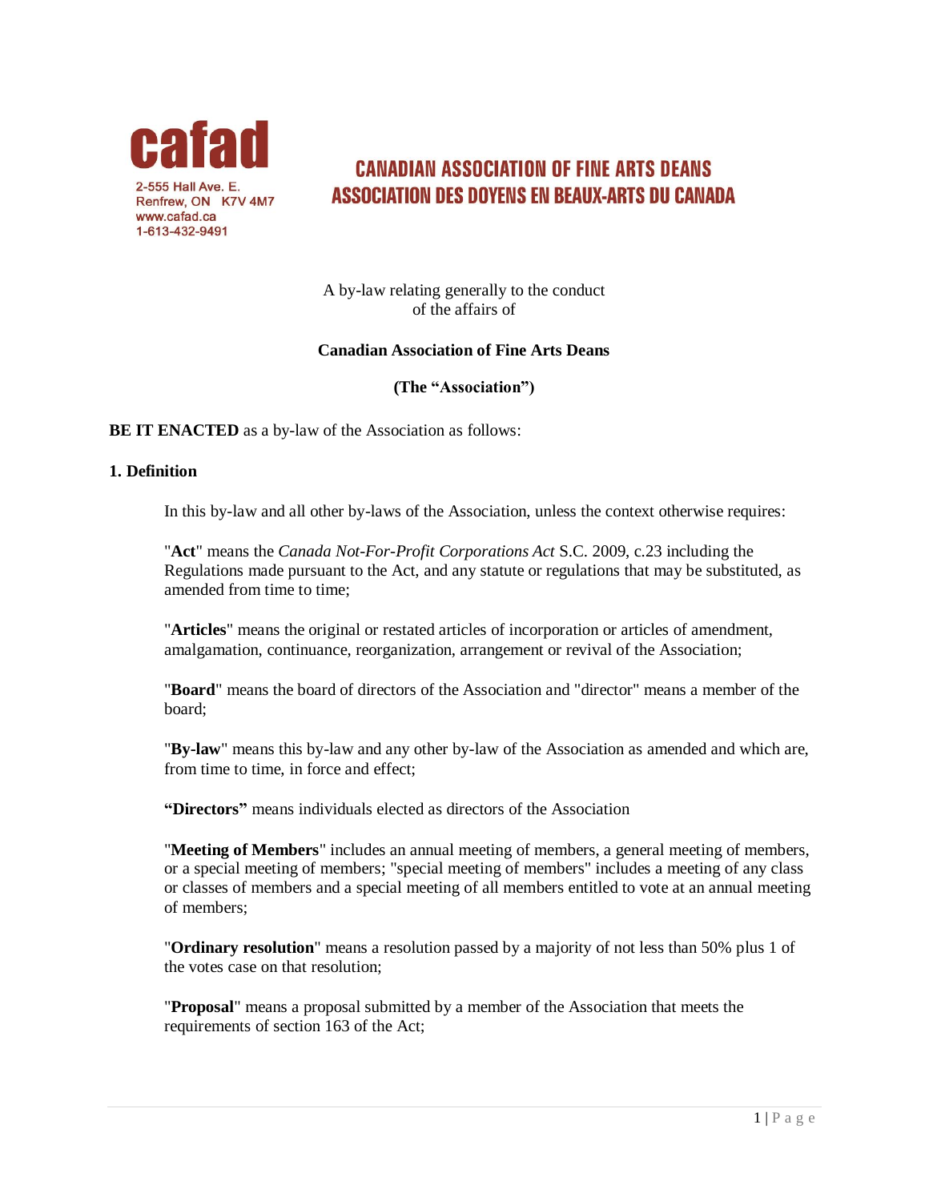**cafad**

2-555 Hall Ave. E.
Renfrew, ON K7V 4M7
www.cafad.ca
1-613-432-9491

**CANADIAN ASSOCIATION OF FINE ARTS DEANS**
**ASSOCIATION DES DOYENS EN BEAUX-ARTS DU CANADA**

A by-law relating generally to the conduct of the affairs of

**Canadian Association of Fine Arts Deans**

**(The "Association")**

**BE IT ENACTED** as a by-law of the Association as follows:

## 1. Definition

In this by-law and all other by-laws of the Association, unless the context otherwise requires:

"**Act**" means the *Canada Not-For-Profit Corporations Act* S.C. 2009, c.23 including the Regulations made pursuant to the Act, and any statute or regulations that may be substituted, as amended from time to time;

"**Articles**" means the original or restated articles of incorporation or articles of amendment, amalgamation, continuance, reorganization, arrangement or revival of the Association;

"**Board**" means the board of directors of the Association and "director" means a member of the board;

"**By-law**" means this by-law and any other by-law of the Association as amended and which are, from time to time, in force and effect;

**"Directors"** means individuals elected as directors of the Association

"**Meeting of Members**" includes an annual meeting of members, a general meeting of members, or a special meeting of members; "special meeting of members" includes a meeting of any class or classes of members and a special meeting of all members entitled to vote at an annual meeting of members;

"**Ordinary resolution**" means a resolution passed by a majority of not less than 50% plus 1 of the votes case on that resolution;

"**Proposal**" means a proposal submitted by a member of the Association that meets the requirements of section 163 of the Act;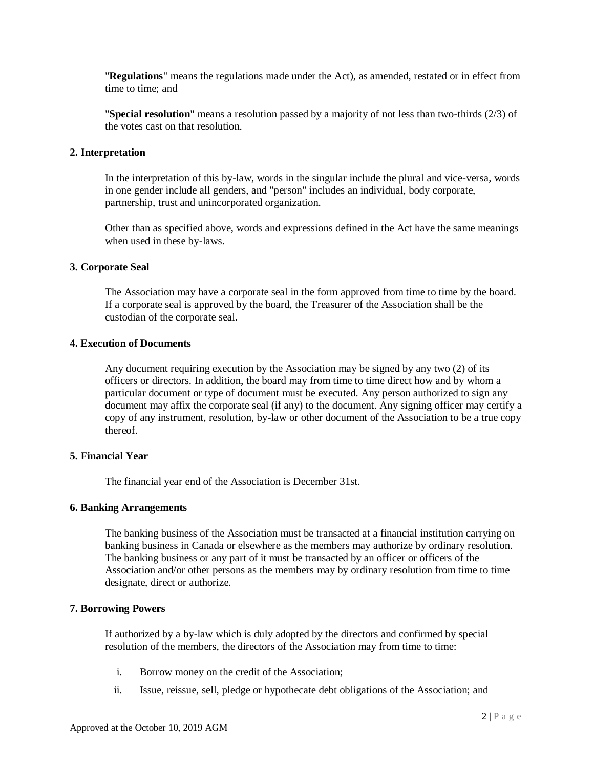"**Regulations**" means the regulations made under the Act), as amended, restated or in effect from time to time; and

"**Special resolution**" means a resolution passed by a majority of not less than two-thirds (2/3) of the votes cast on that resolution.

**2. Interpretation**

In the interpretation of this by-law, words in the singular include the plural and vice-versa, words in one gender include all genders, and "person" includes an individual, body corporate, partnership, trust and unincorporated organization.

Other than as specified above, words and expressions defined in the Act have the same meanings when used in these by-laws.

**3. Corporate Seal**

The Association may have a corporate seal in the form approved from time to time by the board. If a corporate seal is approved by the board, the Treasurer of the Association shall be the custodian of the corporate seal.

**4. Execution of Documents**

Any document requiring execution by the Association may be signed by any two (2) of its officers or directors. In addition, the board may from time to time direct how and by whom a particular document or type of document must be executed. Any person authorized to sign any document may affix the corporate seal (if any) to the document. Any signing officer may certify a copy of any instrument, resolution, by-law or other document of the Association to be a true copy thereof.

**5. Financial Year**

The financial year end of the Association is December 31st.

**6. Banking Arrangements**

The banking business of the Association must be transacted at a financial institution carrying on banking business in Canada or elsewhere as the members may authorize by ordinary resolution. The banking business or any part of it must be transacted by an officer or officers of the Association and/or other persons as the members may by ordinary resolution from time to time designate, direct or authorize.

**7. Borrowing Powers**

If authorized by a by-law which is duly adopted by the directors and confirmed by special resolution of the members, the directors of the Association may from time to time:

i. Borrow money on the credit of the Association;

ii. Issue, reissue, sell, pledge or hypothecate debt obligations of the Association; and

Approved at the October 10, 2019 AGM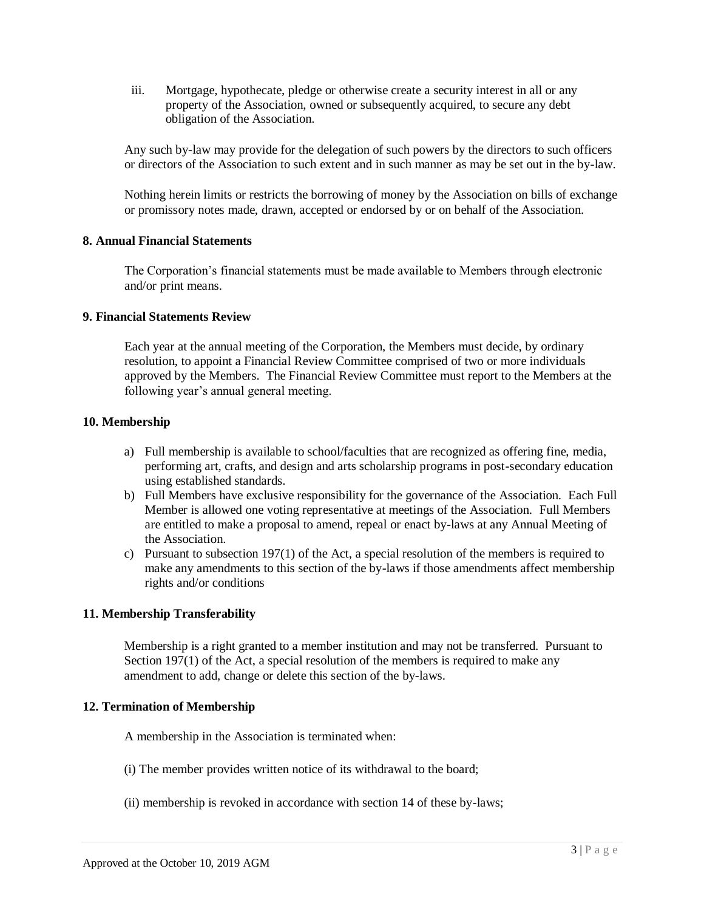iii. Mortgage, hypothecate, pledge or otherwise create a security interest in all or any property of the Association, owned or subsequently acquired, to secure any debt obligation of the Association.

Any such by-law may provide for the delegation of such powers by the directors to such officers or directors of the Association to such extent and in such manner as may be set out in the by-law.

Nothing herein limits or restricts the borrowing of money by the Association on bills of exchange or promissory notes made, drawn, accepted or endorsed by or on behalf of the Association.

**8. Annual Financial Statements**

The Corporation's financial statements must be made available to Members through electronic and/or print means.

**9. Financial Statements Review**

Each year at the annual meeting of the Corporation, the Members must decide, by ordinary resolution, to appoint a Financial Review Committee comprised of two or more individuals approved by the Members. The Financial Review Committee must report to the Members at the following year's annual general meeting.

**10. Membership**

a) Full membership is available to school/faculties that are recognized as offering fine, media, performing art, crafts, and design and arts scholarship programs in post-secondary education using established standards.
b) Full Members have exclusive responsibility for the governance of the Association. Each Full Member is allowed one voting representative at meetings of the Association. Full Members are entitled to make a proposal to amend, repeal or enact by-laws at any Annual Meeting of the Association.
c) Pursuant to subsection 197(1) of the Act, a special resolution of the members is required to make any amendments to this section of the by-laws if those amendments affect membership rights and/or conditions

**11. Membership Transferability**

Membership is a right granted to a member institution and may not be transferred. Pursuant to Section 197(1) of the Act, a special resolution of the members is required to make any amendment to add, change or delete this section of the by-laws.

**12. Termination of Membership**

A membership in the Association is terminated when:

(i) The member provides written notice of its withdrawal to the board;

(ii) membership is revoked in accordance with section 14 of these by-laws;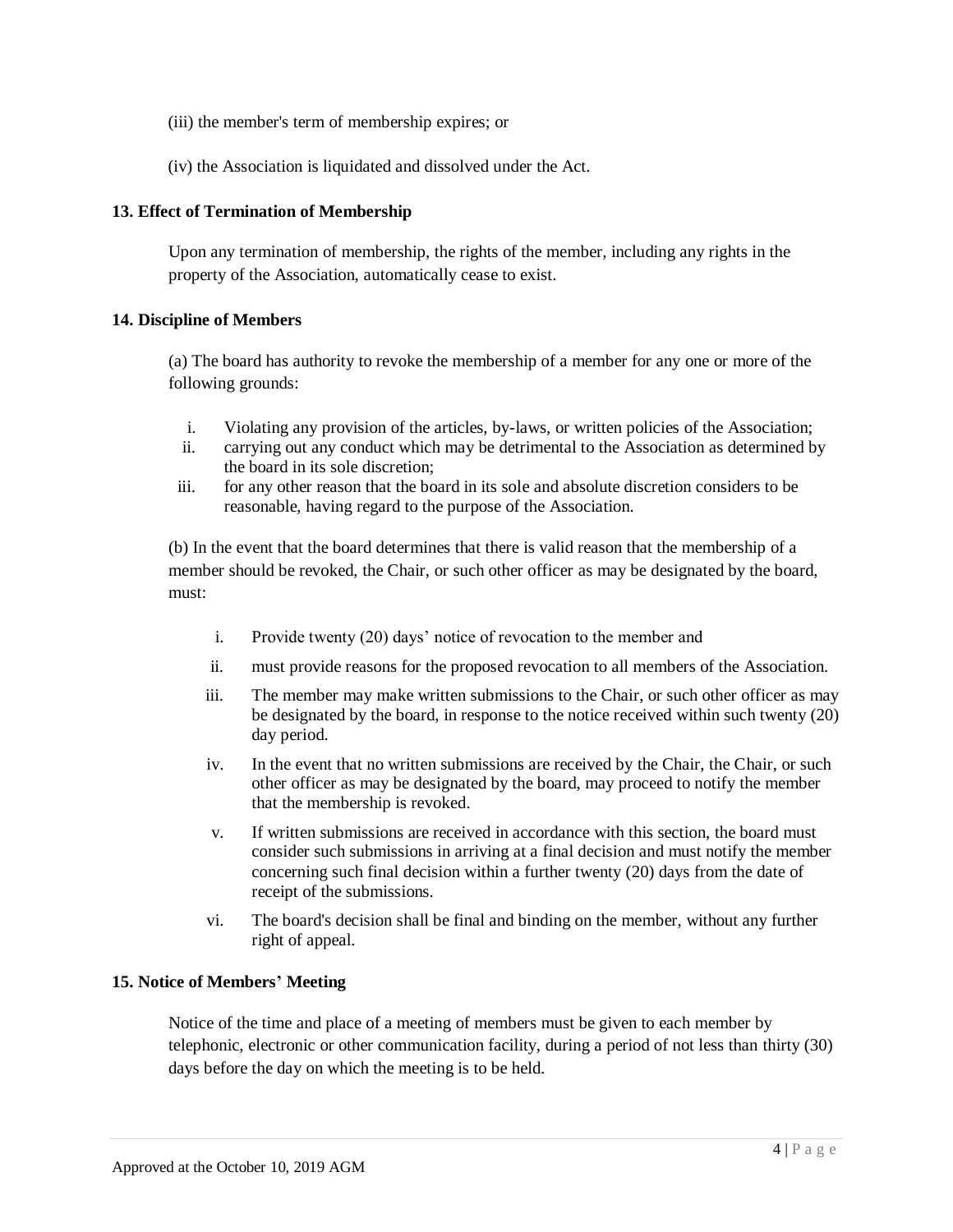(iii) the member's term of membership expires; or

(iv) the Association is liquidated and dissolved under the Act.

**13. Effect of Termination of Membership**

Upon any termination of membership, the rights of the member, including any rights in the property of the Association, automatically cease to exist.

**14. Discipline of Members**

(a) The board has authority to revoke the membership of a member for any one or more of the following grounds:

i. Violating any provision of the articles, by-laws, or written policies of the Association;
ii. carrying out any conduct which may be detrimental to the Association as determined by the board in its sole discretion;
iii. for any other reason that the board in its sole and absolute discretion considers to be reasonable, having regard to the purpose of the Association.

(b) In the event that the board determines that there is valid reason that the membership of a member should be revoked, the Chair, or such other officer as may be designated by the board, must:

i. Provide twenty (20) days' notice of revocation to the member and
ii. must provide reasons for the proposed revocation to all members of the Association.
iii. The member may make written submissions to the Chair, or such other officer as may be designated by the board, in response to the notice received within such twenty (20) day period.
iv. In the event that no written submissions are received by the Chair, the Chair, or such other officer as may be designated by the board, may proceed to notify the member that the membership is revoked.
v. If written submissions are received in accordance with this section, the board must consider such submissions in arriving at a final decision and must notify the member concerning such final decision within a further twenty (20) days from the date of receipt of the submissions.
vi. The board's decision shall be final and binding on the member, without any further right of appeal.

**15. Notice of Members' Meeting**

Notice of the time and place of a meeting of members must be given to each member by telephonic, electronic or other communication facility, during a period of not less than thirty (30) days before the day on which the meeting is to be held.

Approved at the October 10, 2019 AGM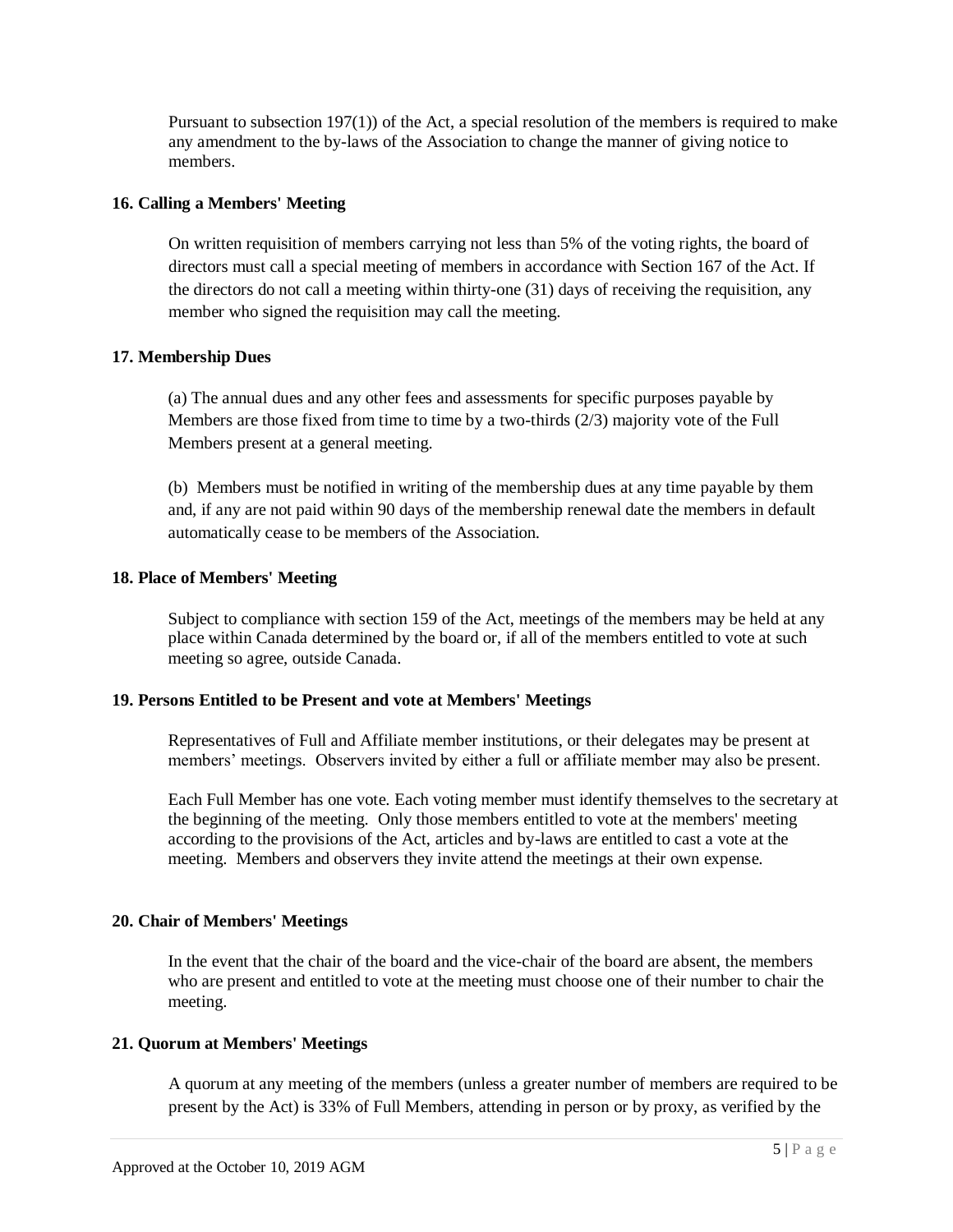Pursuant to subsection 197(1)) of the Act, a special resolution of the members is required to make any amendment to the by-laws of the Association to change the manner of giving notice to members.

**16. Calling a Members' Meeting**

On written requisition of members carrying not less than 5% of the voting rights, the board of directors must call a special meeting of members in accordance with Section 167 of the Act. If the directors do not call a meeting within thirty-one (31) days of receiving the requisition, any member who signed the requisition may call the meeting.

**17. Membership Dues**

(a) The annual dues and any other fees and assessments for specific purposes payable by Members are those fixed from time to time by a two-thirds (2/3) majority vote of the Full Members present at a general meeting.

(b) Members must be notified in writing of the membership dues at any time payable by them and, if any are not paid within 90 days of the membership renewal date the members in default automatically cease to be members of the Association.

**18. Place of Members' Meeting**

Subject to compliance with section 159 of the Act, meetings of the members may be held at any place within Canada determined by the board or, if all of the members entitled to vote at such meeting so agree, outside Canada.

**19. Persons Entitled to be Present and vote at Members' Meetings**

Representatives of Full and Affiliate member institutions, or their delegates may be present at members' meetings. Observers invited by either a full or affiliate member may also be present.

Each Full Member has one vote. Each voting member must identify themselves to the secretary at the beginning of the meeting. Only those members entitled to vote at the members' meeting according to the provisions of the Act, articles and by-laws are entitled to cast a vote at the meeting. Members and observers they invite attend the meetings at their own expense.

**20. Chair of Members' Meetings**

In the event that the chair of the board and the vice-chair of the board are absent, the members who are present and entitled to vote at the meeting must choose one of their number to chair the meeting.

**21. Quorum at Members' Meetings**

A quorum at any meeting of the members (unless a greater number of members are required to be present by the Act) is 33% of Full Members, attending in person or by proxy, as verified by the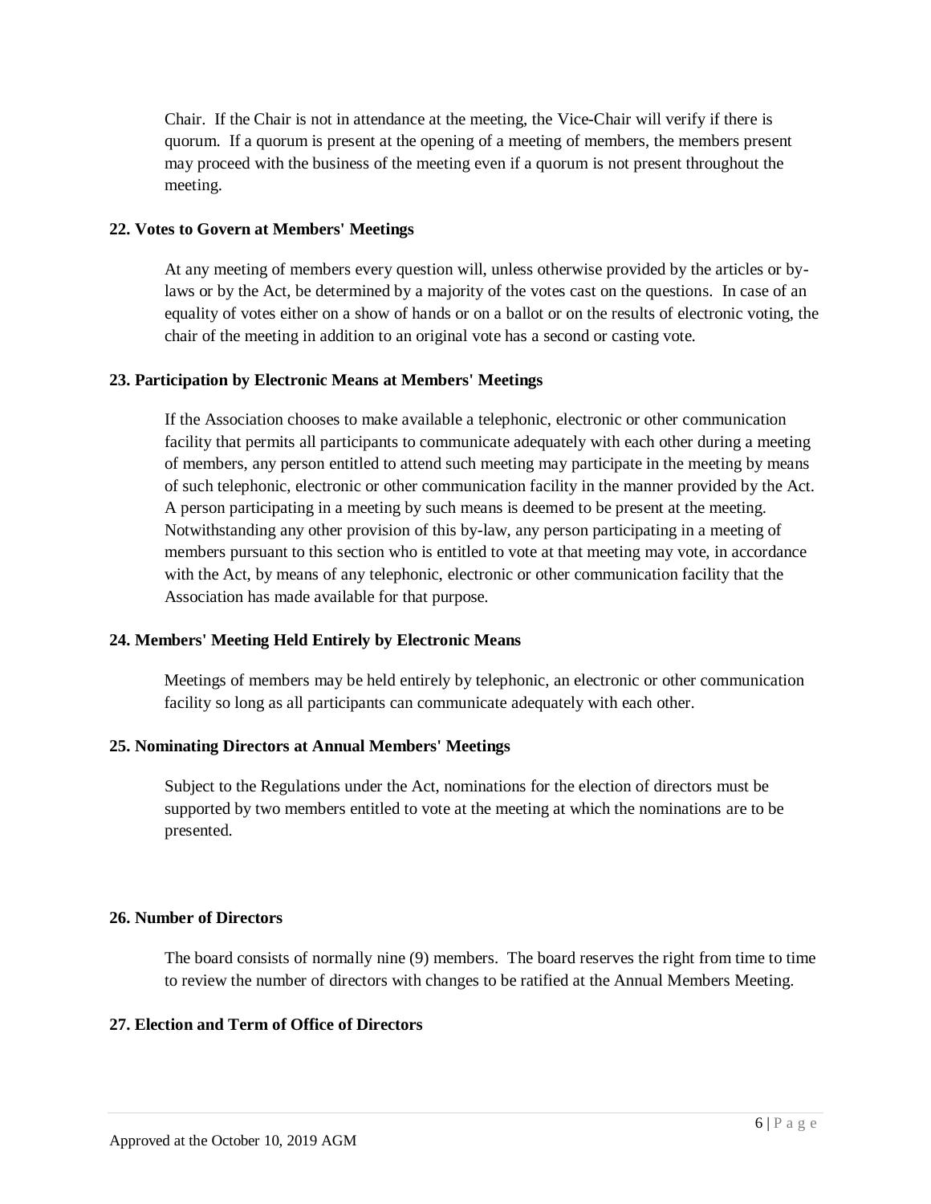Chair. If the Chair is not in attendance at the meeting, the Vice-Chair will verify if there is quorum. If a quorum is present at the opening of a meeting of members, the members present may proceed with the business of the meeting even if a quorum is not present throughout the meeting.

**22. Votes to Govern at Members' Meetings**

At any meeting of members every question will, unless otherwise provided by the articles or by-laws or by the Act, be determined by a majority of the votes cast on the questions. In case of an equality of votes either on a show of hands or on a ballot or on the results of electronic voting, the chair of the meeting in addition to an original vote has a second or casting vote.

**23. Participation by Electronic Means at Members' Meetings**

If the Association chooses to make available a telephonic, electronic or other communication facility that permits all participants to communicate adequately with each other during a meeting of members, any person entitled to attend such meeting may participate in the meeting by means of such telephonic, electronic or other communication facility in the manner provided by the Act. A person participating in a meeting by such means is deemed to be present at the meeting. Notwithstanding any other provision of this by-law, any person participating in a meeting of members pursuant to this section who is entitled to vote at that meeting may vote, in accordance with the Act, by means of any telephonic, electronic or other communication facility that the Association has made available for that purpose.

**24. Members' Meeting Held Entirely by Electronic Means**

Meetings of members may be held entirely by telephonic, an electronic or other communication facility so long as all participants can communicate adequately with each other.

**25. Nominating Directors at Annual Members' Meetings**

Subject to the Regulations under the Act, nominations for the election of directors must be supported by two members entitled to vote at the meeting at which the nominations are to be presented.

**26. Number of Directors**

The board consists of normally nine (9) members. The board reserves the right from time to time to review the number of directors with changes to be ratified at the Annual Members Meeting.

**27. Election and Term of Office of Directors**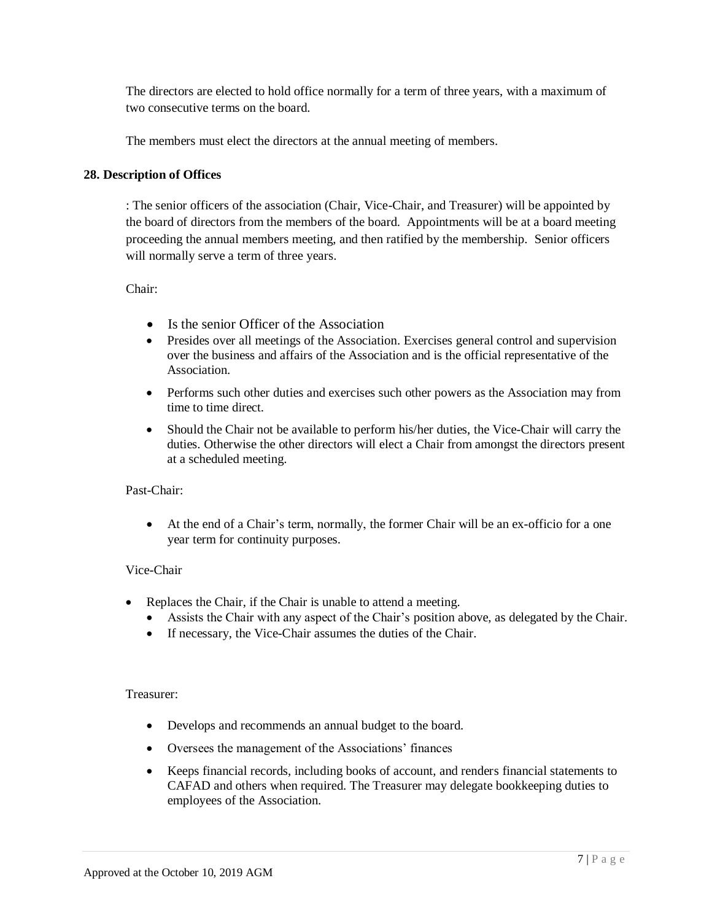The directors are elected to hold office normally for a term of three years, with a maximum of two consecutive terms on the board.

The members must elect the directors at the annual meeting of members.

**28. Description of Offices**

: The senior officers of the association (Chair, Vice-Chair, and Treasurer) will be appointed by the board of directors from the members of the board. Appointments will be at a board meeting proceeding the annual members meeting, and then ratified by the membership. Senior officers will normally serve a term of three years.

Chair:

- Is the senior Officer of the Association
- Presides over all meetings of the Association. Exercises general control and supervision over the business and affairs of the Association and is the official representative of the Association.
- Performs such other duties and exercises such other powers as the Association may from time to time direct.
- Should the Chair not be available to perform his/her duties, the Vice-Chair will carry the duties. Otherwise the other directors will elect a Chair from amongst the directors present at a scheduled meeting.

Past-Chair:

- At the end of a Chair's term, normally, the former Chair will be an ex-officio for a one year term for continuity purposes.

Vice-Chair

- Replaces the Chair, if the Chair is unable to attend a meeting.
- Assists the Chair with any aspect of the Chair's position above, as delegated by the Chair.
- If necessary, the Vice-Chair assumes the duties of the Chair.

Treasurer:

- Develops and recommends an annual budget to the board.
- Oversees the management of the Associations' finances
- Keeps financial records, including books of account, and renders financial statements to CAFAD and others when required. The Treasurer may delegate bookkeeping duties to employees of the Association.

Approved at the October 10, 2019 AGM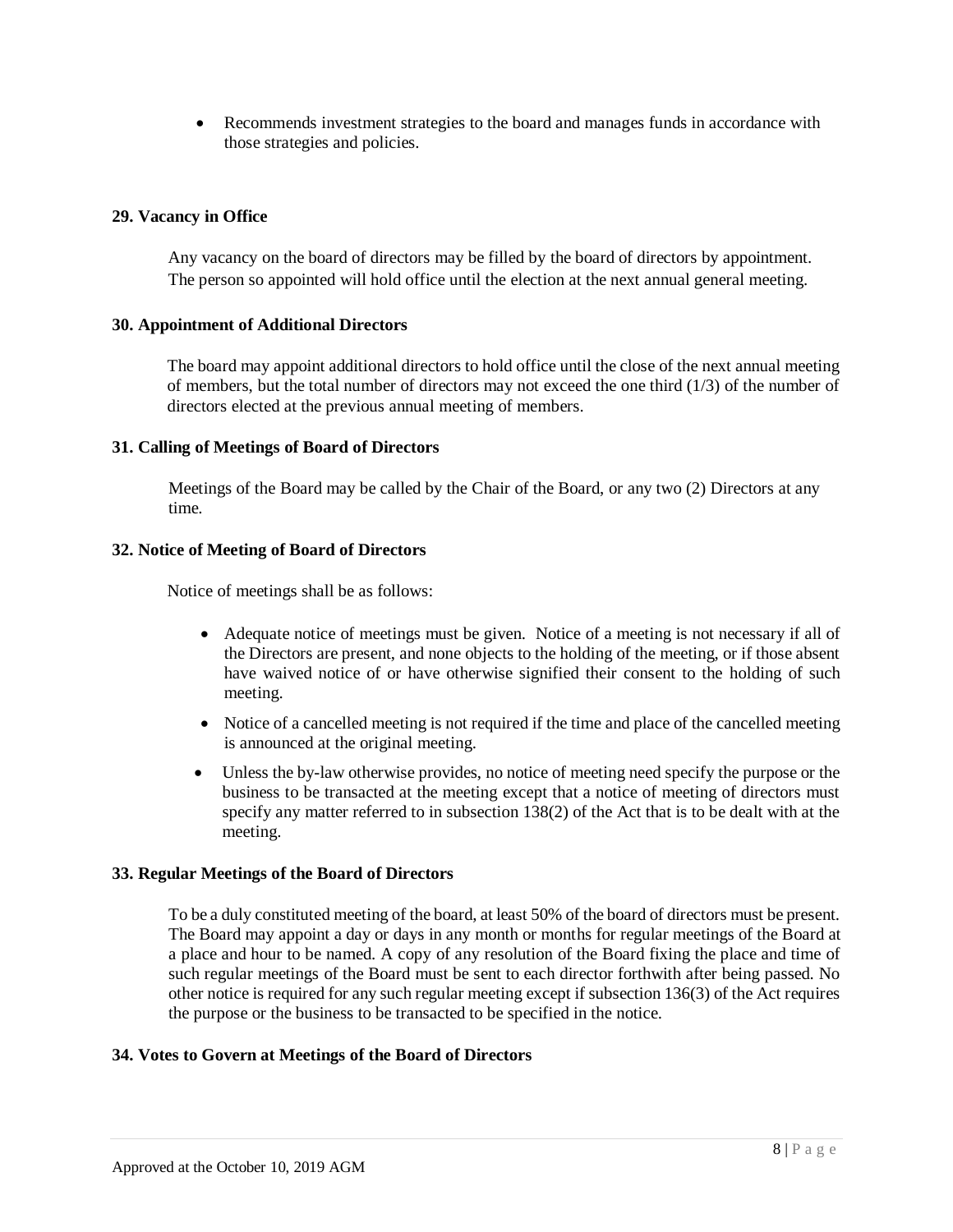- Recommends investment strategies to the board and manages funds in accordance with those strategies and policies.

**29. Vacancy in Office**

Any vacancy on the board of directors may be filled by the board of directors by appointment. The person so appointed will hold office until the election at the next annual general meeting.

**30. Appointment of Additional Directors**

The board may appoint additional directors to hold office until the close of the next annual meeting of members, but the total number of directors may not exceed the one third (1/3) of the number of directors elected at the previous annual meeting of members.

**31. Calling of Meetings of Board of Directors**

Meetings of the Board may be called by the Chair of the Board, or any two (2) Directors at any time.

**32. Notice of Meeting of Board of Directors**

Notice of meetings shall be as follows:

- Adequate notice of meetings must be given. Notice of a meeting is not necessary if all of the Directors are present, and none objects to the holding of the meeting, or if those absent have waived notice of or have otherwise signified their consent to the holding of such meeting.
- Notice of a cancelled meeting is not required if the time and place of the cancelled meeting is announced at the original meeting.
- Unless the by-law otherwise provides, no notice of meeting need specify the purpose or the business to be transacted at the meeting except that a notice of meeting of directors must specify any matter referred to in subsection 138(2) of the Act that is to be dealt with at the meeting.

**33. Regular Meetings of the Board of Directors**

To be a duly constituted meeting of the board, at least 50% of the board of directors must be present. The Board may appoint a day or days in any month or months for regular meetings of the Board at a place and hour to be named. A copy of any resolution of the Board fixing the place and time of such regular meetings of the Board must be sent to each director forthwith after being passed. No other notice is required for any such regular meeting except if subsection 136(3) of the Act requires the purpose or the business to be transacted to be specified in the notice.

**34. Votes to Govern at Meetings of the Board of Directors**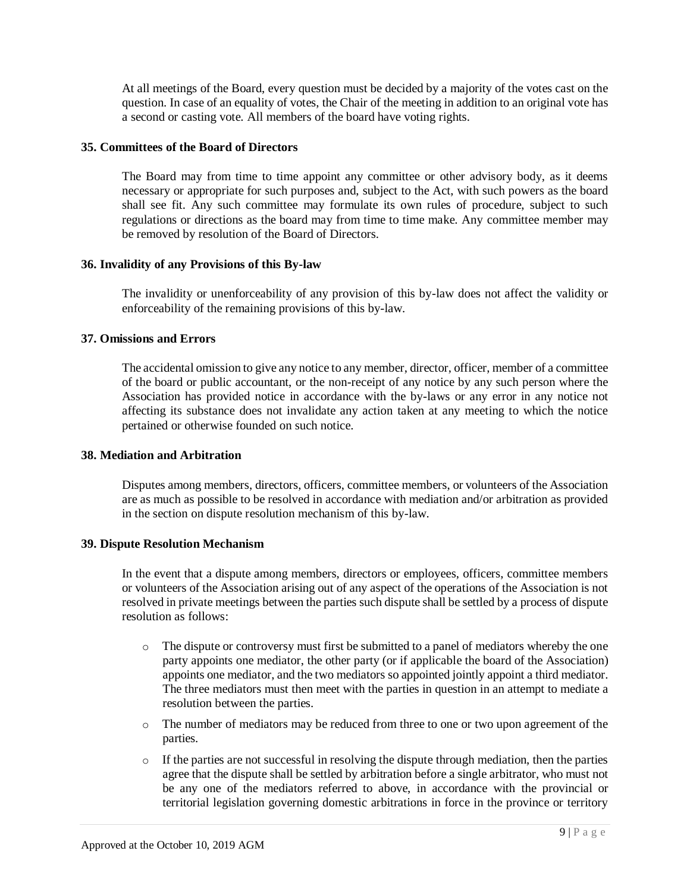At all meetings of the Board, every question must be decided by a majority of the votes cast on the question. In case of an equality of votes, the Chair of the meeting in addition to an original vote has a second or casting vote. All members of the board have voting rights.

**35. Committees of the Board of Directors**

The Board may from time to time appoint any committee or other advisory body, as it deems necessary or appropriate for such purposes and, subject to the Act, with such powers as the board shall see fit. Any such committee may formulate its own rules of procedure, subject to such regulations or directions as the board may from time to time make. Any committee member may be removed by resolution of the Board of Directors.

**36. Invalidity of any Provisions of this By-law**

The invalidity or unenforceability of any provision of this by-law does not affect the validity or enforceability of the remaining provisions of this by-law.

**37. Omissions and Errors**

The accidental omission to give any notice to any member, director, officer, member of a committee of the board or public accountant, or the non-receipt of any notice by any such person where the Association has provided notice in accordance with the by-laws or any error in any notice not affecting its substance does not invalidate any action taken at any meeting to which the notice pertained or otherwise founded on such notice.

**38. Mediation and Arbitration**

Disputes among members, directors, officers, committee members, or volunteers of the Association are as much as possible to be resolved in accordance with mediation and/or arbitration as provided in the section on dispute resolution mechanism of this by-law.

**39. Dispute Resolution Mechanism**

In the event that a dispute among members, directors or employees, officers, committee members or volunteers of the Association arising out of any aspect of the operations of the Association is not resolved in private meetings between the parties such dispute shall be settled by a process of dispute resolution as follows:

- The dispute or controversy must first be submitted to a panel of mediators whereby the one party appoints one mediator, the other party (or if applicable the board of the Association) appoints one mediator, and the two mediators so appointed jointly appoint a third mediator. The three mediators must then meet with the parties in question in an attempt to mediate a resolution between the parties.
- The number of mediators may be reduced from three to one or two upon agreement of the parties.
- If the parties are not successful in resolving the dispute through mediation, then the parties agree that the dispute shall be settled by arbitration before a single arbitrator, who must not be any one of the mediators referred to above, in accordance with the provincial or territorial legislation governing domestic arbitrations in force in the province or territory

Approved at the October 10, 2019 AGM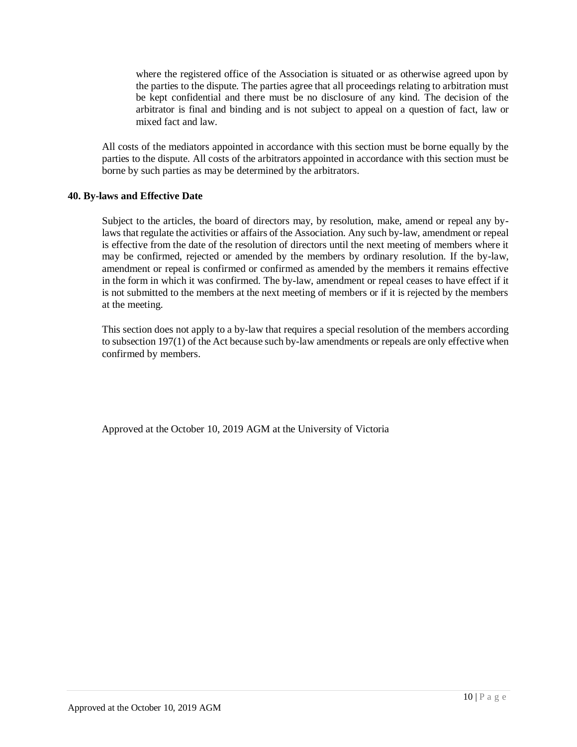where the registered office of the Association is situated or as otherwise agreed upon by the parties to the dispute. The parties agree that all proceedings relating to arbitration must be kept confidential and there must be no disclosure of any kind. The decision of the arbitrator is final and binding and is not subject to appeal on a question of fact, law or mixed fact and law.

All costs of the mediators appointed in accordance with this section must be borne equally by the parties to the dispute. All costs of the arbitrators appointed in accordance with this section must be borne by such parties as may be determined by the arbitrators.

**40. By-laws and Effective Date**

Subject to the articles, the board of directors may, by resolution, make, amend or repeal any by-laws that regulate the activities or affairs of the Association. Any such by-law, amendment or repeal is effective from the date of the resolution of directors until the next meeting of members where it may be confirmed, rejected or amended by the members by ordinary resolution. If the by-law, amendment or repeal is confirmed or confirmed as amended by the members it remains effective in the form in which it was confirmed. The by-law, amendment or repeal ceases to have effect if it is not submitted to the members at the next meeting of members or if it is rejected by the members at the meeting.

This section does not apply to a by-law that requires a special resolution of the members according to subsection 197(1) of the Act because such by-law amendments or repeals are only effective when confirmed by members.

Approved at the October 10, 2019 AGM at the University of Victoria